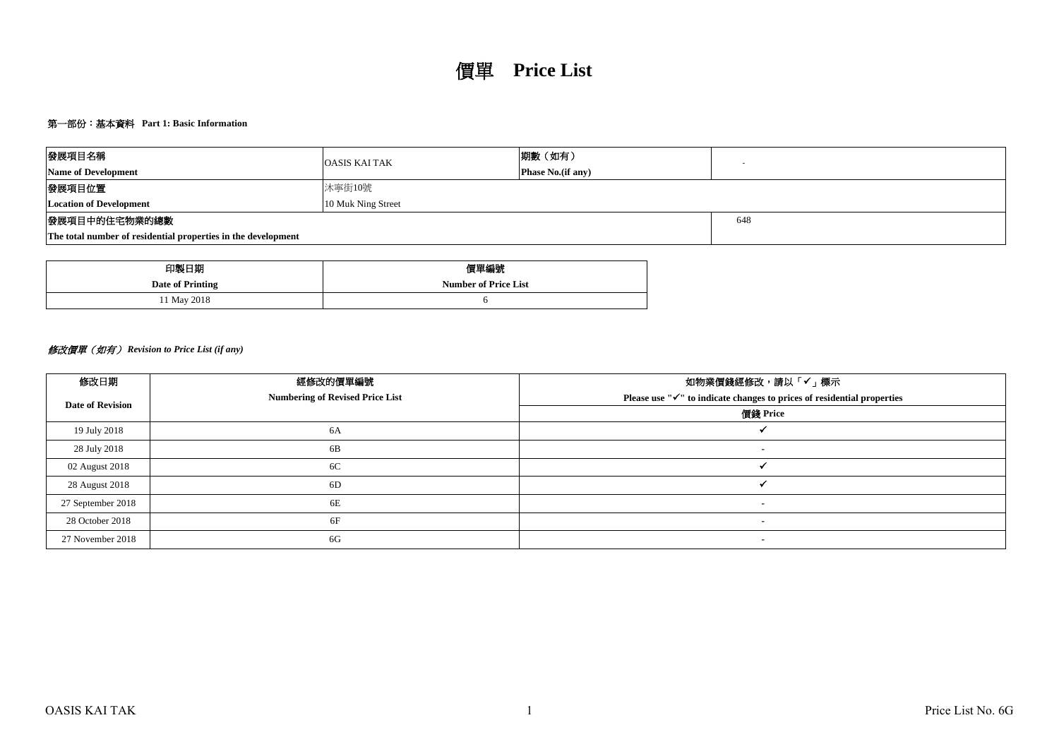# 價單 Price List

### 第一部份：基本資料 Part 1: Basic Information

| 發展項目名稱<br>Name of Development | OASIS KAI TAK | 期數（如有）<br>Phase No.(if any) | - |
|---|---|---|---|
| 發展項目位置<br>Location of Development | 沐寧街10號<br>10 Muk Ning Street | | |
| 發展項目中的住宅物業的總數<br>The total number of residential properties in the development | | | 648 |

| 印製日期<br>Date of Printing | 價單編號<br>Number of Price List |
|---|---|
| 11 May 2018 | 6 |

### *修改價單（如有） Revision to Price List (if any)*

| 修改日期<br>Date of Revision | 經修改的價單編號<br>Numbering of Revised Price List | 如物業價錢經修改，請以「✓」標示<br>Please use "✓" to indicate changes to prices of residential properties |
|---|---|---|
| | | 價錢 Price |
| 19 July 2018 | 6A | ✓ |
| 28 July 2018 | 6B | - |
| 02 August 2018 | 6C | ✓ |
| 28 August 2018 | 6D | ✓ |
| 27 September 2018 | 6E | - |
| 28 October 2018 | 6F | - |
| 27 November 2018 | 6G | - |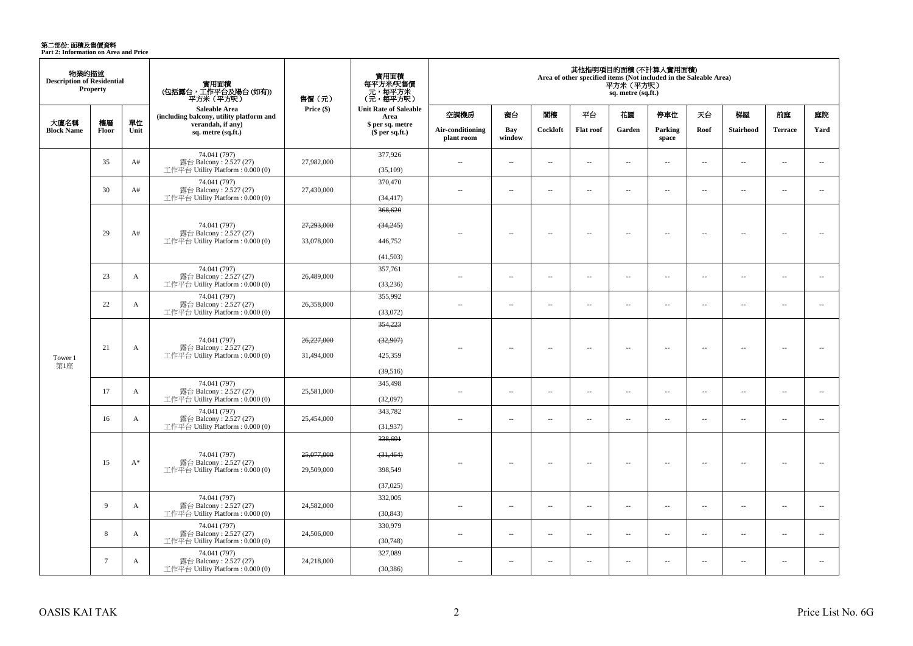# 第二部份: 面積及售價資料
**Part 2: Information on Area and Price**

| 物業的描述 Description of Residential Property | | | 實用面積 (包括露台，工作平台及陽台 (如有)) 平方米（平方呎） Saleable Area (including balcony, utility platform and verandah, if any) sq. metre (sq.ft.) | 售價（元） Price ($) | 實用面積 每平方米/呎售價 元，每平方米 (元，每平方呎) Unit Rate of Saleable Area $ per sq. metre ($ per sq.ft.) | 其他指明項目的面積 (不計算入實用面積) Area of other specified items (Not included in the Saleable Area) 平方米（平方呎） sq. metre (sq.ft.) | | | | | | | | | |
|---|---|---|---|---|---|---|---|---|---|---|---|---|---|---|---|
| 大廈名稱 Block Name | 樓層 Floor | 單位 Unit | | | | 空調機房 Air-conditioning plant room | 窗台 Bay window | 閣樓 Cockloft | 平台 Flat roof | 花園 Garden | 停車位 Parking space | 天台 Roof | 梯屋 Stairhood | 前庭 Terrace | 庭院 Yard |
| Tower 1 第1座 | 35 | A# | 74.041 (797) 露台 Balcony : 2.527 (27) 工作平台 Utility Platform : 0.000 (0) | 27,982,000 | 377,926 (35,109) | -- | -- | -- | -- | -- | -- | -- | -- | -- | -- |
| | 30 | A# | 74.041 (797) 露台 Balcony : 2.527 (27) 工作平台 Utility Platform : 0.000 (0) | 27,430,000 | 370,470 (34,417) | -- | -- | -- | -- | -- | -- | -- | -- | -- | -- |
| | 29 | A# | 74.041 (797) 露台 Balcony : 2.527 (27) 工作平台 Utility Platform : 0.000 (0) | ~~27,293,000~~ 33,078,000 | ~~368,620~~ ~~(34,245)~~ 446,752 (41,503) | -- | -- | -- | -- | -- | -- | -- | -- | -- | -- |
| | 23 | A | 74.041 (797) 露台 Balcony : 2.527 (27) 工作平台 Utility Platform : 0.000 (0) | 26,489,000 | 357,761 (33,236) | -- | -- | -- | -- | -- | -- | -- | -- | -- | -- |
| | 22 | A | 74.041 (797) 露台 Balcony : 2.527 (27) 工作平台 Utility Platform : 0.000 (0) | 26,358,000 | 355,992 (33,072) | -- | -- | -- | -- | -- | -- | -- | -- | -- | -- |
| | 21 | A | 74.041 (797) 露台 Balcony : 2.527 (27) 工作平台 Utility Platform : 0.000 (0) | ~~26,227,000~~ 31,494,000 | ~~354,223~~ ~~(32,907)~~ 425,359 (39,516) | -- | -- | -- | -- | -- | -- | -- | -- | -- | -- |
| | 17 | A | 74.041 (797) 露台 Balcony : 2.527 (27) 工作平台 Utility Platform : 0.000 (0) | 25,581,000 | 345,498 (32,097) | -- | -- | -- | -- | -- | -- | -- | -- | -- | -- |
| | 16 | A | 74.041 (797) 露台 Balcony : 2.527 (27) 工作平台 Utility Platform : 0.000 (0) | 25,454,000 | 343,782 (31,937) | -- | -- | -- | -- | -- | -- | -- | -- | -- | -- |
| | 15 | A* | 74.041 (797) 露台 Balcony : 2.527 (27) 工作平台 Utility Platform : 0.000 (0) | ~~25,077,000~~ 29,509,000 | ~~338,691~~ ~~(31,464)~~ 398,549 (37,025) | -- | -- | -- | -- | -- | -- | -- | -- | -- | -- |
| | 9 | A | 74.041 (797) 露台 Balcony : 2.527 (27) 工作平台 Utility Platform : 0.000 (0) | 24,582,000 | 332,005 (30,843) | -- | -- | -- | -- | -- | -- | -- | -- | -- | -- |
| | 8 | A | 74.041 (797) 露台 Balcony : 2.527 (27) 工作平台 Utility Platform : 0.000 (0) | 24,506,000 | 330,979 (30,748) | -- | -- | -- | -- | -- | -- | -- | -- | -- | -- |
| | 7 | A | 74.041 (797) 露台 Balcony : 2.527 (27) 工作平台 Utility Platform : 0.000 (0) | 24,218,000 | 327,089 (30,386) | -- | -- | -- | -- | -- | -- | -- | -- | -- | -- |

OASIS KAI TAK

Price List No. 6G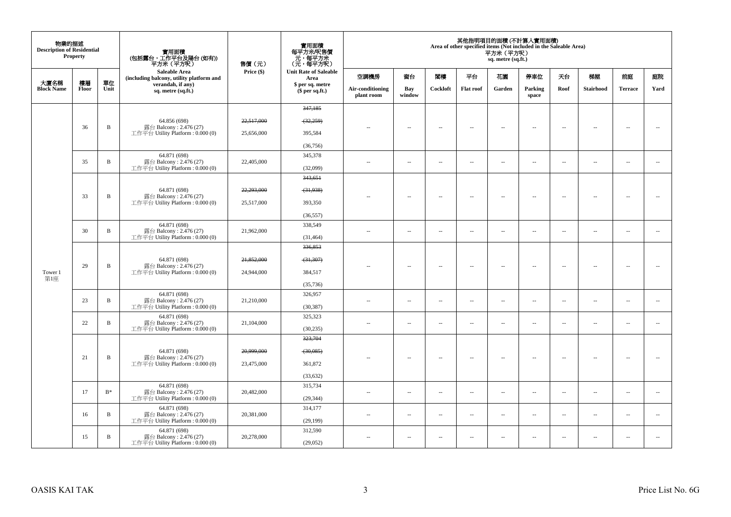| 物業的描述 Description of Residential Property | | | 實用面積 (包括露台，工作平台及陽台 (如有)) 平方米（平方呎） Saleable Area (including balcony, utility platform and verandah, if any) sq. metre (sq.ft.) | 售價（元） Price ($) | 實用面積 每平方米/呎售價 元，每平方米 (元，每平方呎) Unit Rate of Saleable Area $ per sq. metre ($ per sq.ft.) | 其他指明項目的面積 (不計算入實用面積) Area of other specified items (Not included in the Saleable Area) 平方米（平方呎） sq. metre (sq.ft.) | | | | | | | | | |
|---|---|---|---|---|---|---|---|---|---|---|---|---|---|---|---|
| 大廈名稱 Block Name | 樓層 Floor | 單位 Unit | | | | 空調機房 Air-conditioning plant room | 窗台 Bay window | 閣樓 Cockloft | 平台 Flat roof | 花園 Garden | 停車位 Parking space | 天台 Roof | 梯屋 Stairhood | 前庭 Terrace | 庭院 Yard |
| Tower 1 第1座 | 36 | B | 64.856 (698) 露台 Balcony : 2.476 (27) 工作平台 Utility Platform : 0.000 (0) | ~~22,517,000~~ 25,656,000 | ~~347,185~~ ~~(32,259)~~ 395,584 (36,756) | -- | -- | -- | -- | -- | -- | -- | -- | -- | -- |
| | 35 | B | 64.871 (698) 露台 Balcony : 2.476 (27) 工作平台 Utility Platform : 0.000 (0) | 22,405,000 | 345,378 (32,099) | -- | -- | -- | -- | -- | -- | -- | -- | -- | -- |
| | 33 | B | 64.871 (698) 露台 Balcony : 2.476 (27) 工作平台 Utility Platform : 0.000 (0) | ~~22,293,000~~ 25,517,000 | ~~343,651~~ ~~(31,938)~~ 393,350 (36,557) | -- | -- | -- | -- | -- | -- | -- | -- | -- | -- |
| | 30 | B | 64.871 (698) 露台 Balcony : 2.476 (27) 工作平台 Utility Platform : 0.000 (0) | 21,962,000 | 338,549 (31,464) | -- | -- | -- | -- | -- | -- | -- | -- | -- | -- |
| | 29 | B | 64.871 (698) 露台 Balcony : 2.476 (27) 工作平台 Utility Platform : 0.000 (0) | ~~21,852,000~~ 24,944,000 | ~~336,853~~ ~~(31,307)~~ 384,517 (35,736) | -- | -- | -- | -- | -- | -- | -- | -- | -- | -- |
| | 23 | B | 64.871 (698) 露台 Balcony : 2.476 (27) 工作平台 Utility Platform : 0.000 (0) | 21,210,000 | 326,957 (30,387) | -- | -- | -- | -- | -- | -- | -- | -- | -- | -- |
| | 22 | B | 64.871 (698) 露台 Balcony : 2.476 (27) 工作平台 Utility Platform : 0.000 (0) | 21,104,000 | 325,323 (30,235) | -- | -- | -- | -- | -- | -- | -- | -- | -- | -- |
| | 21 | B | 64.871 (698) 露台 Balcony : 2.476 (27) 工作平台 Utility Platform : 0.000 (0) | ~~20,999,000~~ 23,475,000 | ~~323,704~~ ~~(30,085)~~ 361,872 (33,632) | -- | -- | -- | -- | -- | -- | -- | -- | -- | -- |
| | 17 | B* | 64.871 (698) 露台 Balcony : 2.476 (27) 工作平台 Utility Platform : 0.000 (0) | 20,482,000 | 315,734 (29,344) | -- | -- | -- | -- | -- | -- | -- | -- | -- | -- |
| | 16 | B | 64.871 (698) 露台 Balcony : 2.476 (27) 工作平台 Utility Platform : 0.000 (0) | 20,381,000 | 314,177 (29,199) | -- | -- | -- | -- | -- | -- | -- | -- | -- | -- |
| | 15 | B | 64.871 (698) 露台 Balcony : 2.476 (27) 工作平台 Utility Platform : 0.000 (0) | 20,278,000 | 312,590 (29,052) | -- | -- | -- | -- | -- | -- | -- | -- | -- | -- |

OASIS KAI TAK

Price List No. 6G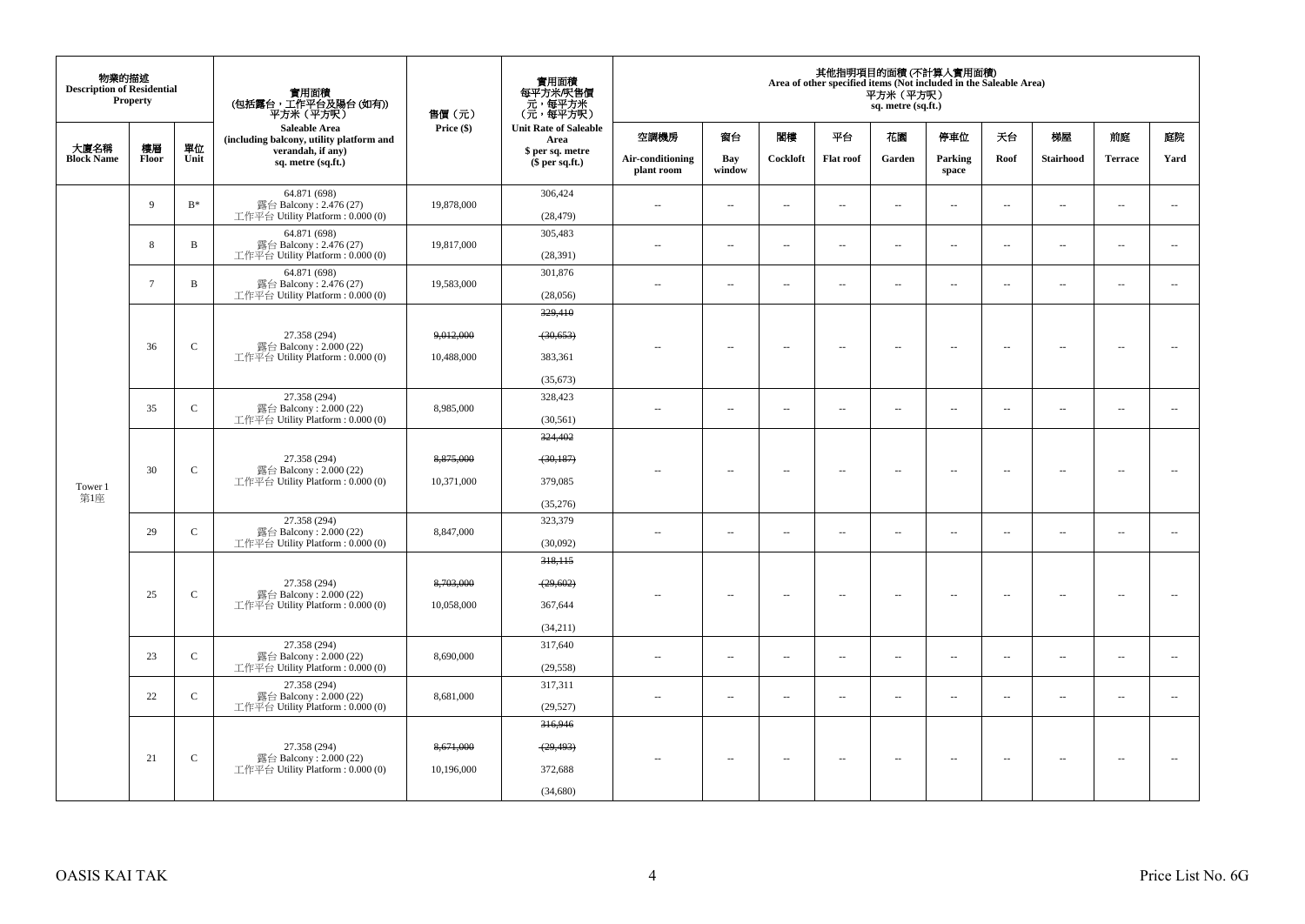| 物業的描述 Description of Residential Property | | | 實用面積 (包括露台，工作平台及陽台 (如有)) 平方米（平方呎） Saleable Area (including balcony, utility platform and verandah, if any) sq. metre (sq.ft.) | 售價（元） Price ($) | 實用面積 每平方米/呎售價 元，每平方米 （元，每平方呎） Unit Rate of Saleable Area $ per sq. metre ($ per sq.ft.) | 其他指明項目的面積 (不計算入實用面積) Area of other specified items (Not included in the Saleable Area) 平方米（平方呎） sq. metre (sq.ft.) | | | | | | | | | |
|---|---|---|---|---|---|---|---|---|---|---|---|---|---|---|---|
| 大廈名稱 Block Name | 樓層 Floor | 單位 Unit | | | | 空調機房 Air-conditioning plant room | 窗台 Bay window | 閣樓 Cockloft | 平台 Flat roof | 花園 Garden | 停車位 Parking space | 天台 Roof | 梯屋 Stairhood | 前庭 Terrace | 庭院 Yard |
| Tower 1 第1座 | 9 | B* | 64.871 (698) 露台 Balcony : 2.476 (27) 工作平台 Utility Platform : 0.000 (0) | 19,878,000 | 306,424 (28,479) | -- | -- | -- | -- | -- | -- | -- | -- | -- | -- |
| | 8 | B | 64.871 (698) 露台 Balcony : 2.476 (27) 工作平台 Utility Platform : 0.000 (0) | 19,817,000 | 305,483 (28,391) | -- | -- | -- | -- | -- | -- | -- | -- | -- | -- |
| | 7 | B | 64.871 (698) 露台 Balcony : 2.476 (27) 工作平台 Utility Platform : 0.000 (0) | 19,583,000 | 301,876 (28,056) | -- | -- | -- | -- | -- | -- | -- | -- | -- | -- |
| | 36 | C | 27.358 (294) 露台 Balcony : 2.000 (22) 工作平台 Utility Platform : 0.000 (0) | ~~9,012,000~~ 10,488,000 | ~~329,410~~ ~~(30,653)~~ 383,361 (35,673) | -- | -- | -- | -- | -- | -- | -- | -- | -- | -- |
| | 35 | C | 27.358 (294) 露台 Balcony : 2.000 (22) 工作平台 Utility Platform : 0.000 (0) | 8,985,000 | 328,423 (30,561) | -- | -- | -- | -- | -- | -- | -- | -- | -- | -- |
| | 30 | C | 27.358 (294) 露台 Balcony : 2.000 (22) 工作平台 Utility Platform : 0.000 (0) | ~~8,875,000~~ 10,371,000 | ~~324,402~~ ~~(30,187)~~ 379,085 (35,276) | -- | -- | -- | -- | -- | -- | -- | -- | -- | -- |
| | 29 | C | 27.358 (294) 露台 Balcony : 2.000 (22) 工作平台 Utility Platform : 0.000 (0) | 8,847,000 | 323,379 (30,092) | -- | -- | -- | -- | -- | -- | -- | -- | -- | -- |
| | 25 | C | 27.358 (294) 露台 Balcony : 2.000 (22) 工作平台 Utility Platform : 0.000 (0) | ~~8,703,000~~ 10,058,000 | ~~318,115~~ ~~(29,602)~~ 367,644 (34,211) | -- | -- | -- | -- | -- | -- | -- | -- | -- | -- |
| | 23 | C | 27.358 (294) 露台 Balcony : 2.000 (22) 工作平台 Utility Platform : 0.000 (0) | 8,690,000 | 317,640 (29,558) | -- | -- | -- | -- | -- | -- | -- | -- | -- | -- |
| | 22 | C | 27.358 (294) 露台 Balcony : 2.000 (22) 工作平台 Utility Platform : 0.000 (0) | 8,681,000 | 317,311 (29,527) | -- | -- | -- | -- | -- | -- | -- | -- | -- | -- |
| | 21 | C | 27.358 (294) 露台 Balcony : 2.000 (22) 工作平台 Utility Platform : 0.000 (0) | ~~8,671,000~~ 10,196,000 | ~~316,946~~ ~~(29,493)~~ 372,688 (34,680) | -- | -- | -- | -- | -- | -- | -- | -- | -- | -- |

OASIS KAI TAK

Price List No. 6G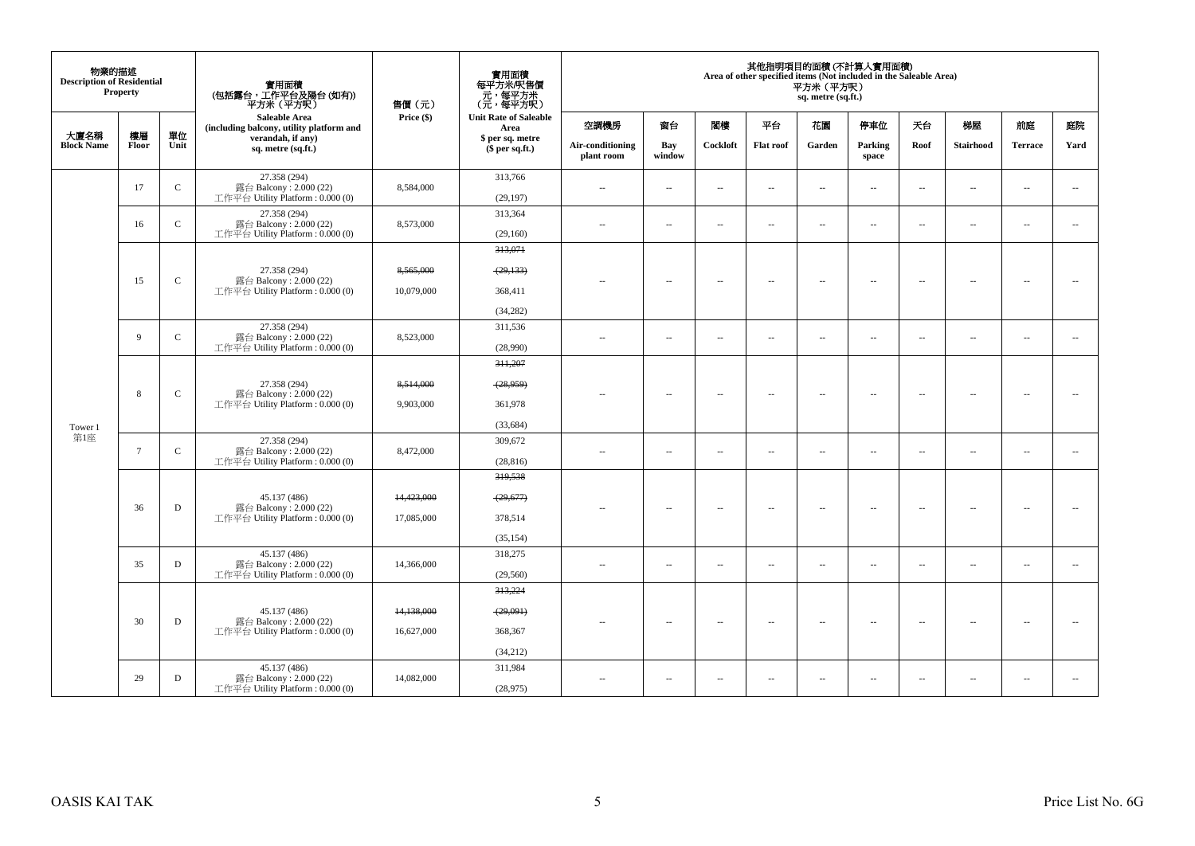| 物業的描述 Description of Residential Property | | | 實用面積 (包括露台，工作平台及陽台 (如有)) 平方米（平方呎） Saleable Area (including balcony, utility platform and verandah, if any) sq. metre (sq.ft.) | 售價（元） Price ($) | 實用面積 每平方米/呎售價 元，每平方米 (元，每平方呎) Unit Rate of Saleable Area $ per sq. metre ($ per sq.ft.) | 其他指明項目的面積 (不計算入實用面積) Area of other specified items (Not included in the Saleable Area) 平方米（平方呎） sq. metre (sq.ft.) | | | | | | | | | |
|---|---|---|---|---|---|---|---|---|---|---|---|---|---|---|---|
| 大廈名稱 Block Name | 樓層 Floor | 單位 Unit | | | | 空調機房 Air-conditioning plant room | 窗台 Bay window | 閣樓 Cockloft | 平台 Flat roof | 花園 Garden | 停車位 Parking space | 天台 Roof | 梯屋 Stairhood | 前庭 Terrace | 庭院 Yard |
| Tower 1 第1座 | 17 | C | 27.358 (294) 露台 Balcony : 2.000 (22) 工作平台 Utility Platform : 0.000 (0) | 8,584,000 | 313,766 (29,197) | -- | -- | -- | -- | -- | -- | -- | -- | -- | -- |
| | 16 | C | 27.358 (294) 露台 Balcony : 2.000 (22) 工作平台 Utility Platform : 0.000 (0) | 8,573,000 | 313,364 (29,160) | -- | -- | -- | -- | -- | -- | -- | -- | -- | -- |
| | 15 | C | 27.358 (294) 露台 Balcony : 2.000 (22) 工作平台 Utility Platform : 0.000 (0) | ~~8,565,000~~ 10,079,000 | ~~313,071~~ ~~(29,133)~~ 368,411 (34,282) | -- | -- | -- | -- | -- | -- | -- | -- | -- | -- |
| | 9 | C | 27.358 (294) 露台 Balcony : 2.000 (22) 工作平台 Utility Platform : 0.000 (0) | 8,523,000 | 311,536 (28,990) | -- | -- | -- | -- | -- | -- | -- | -- | -- | -- |
| | 8 | C | 27.358 (294) 露台 Balcony : 2.000 (22) 工作平台 Utility Platform : 0.000 (0) | ~~8,514,000~~ 9,903,000 | ~~311,207~~ ~~(28,959)~~ 361,978 (33,684) | -- | -- | -- | -- | -- | -- | -- | -- | -- | -- |
| | 7 | C | 27.358 (294) 露台 Balcony : 2.000 (22) 工作平台 Utility Platform : 0.000 (0) | 8,472,000 | 309,672 (28,816) | -- | -- | -- | -- | -- | -- | -- | -- | -- | -- |
| | 36 | D | 45.137 (486) 露台 Balcony : 2.000 (22) 工作平台 Utility Platform : 0.000 (0) | ~~14,423,000~~ 17,085,000 | ~~319,538~~ ~~(29,677)~~ 378,514 (35,154) | -- | -- | -- | -- | -- | -- | -- | -- | -- | -- |
| | 35 | D | 45.137 (486) 露台 Balcony : 2.000 (22) 工作平台 Utility Platform : 0.000 (0) | 14,366,000 | 318,275 (29,560) | -- | -- | -- | -- | -- | -- | -- | -- | -- | -- |
| | 30 | D | 45.137 (486) 露台 Balcony : 2.000 (22) 工作平台 Utility Platform : 0.000 (0) | ~~14,138,000~~ 16,627,000 | ~~313,224~~ ~~(29,091)~~ 368,367 (34,212) | -- | -- | -- | -- | -- | -- | -- | -- | -- | -- |
| | 29 | D | 45.137 (486) 露台 Balcony : 2.000 (22) 工作平台 Utility Platform : 0.000 (0) | 14,082,000 | 311,984 (28,975) | -- | -- | -- | -- | -- | -- | -- | -- | -- | -- |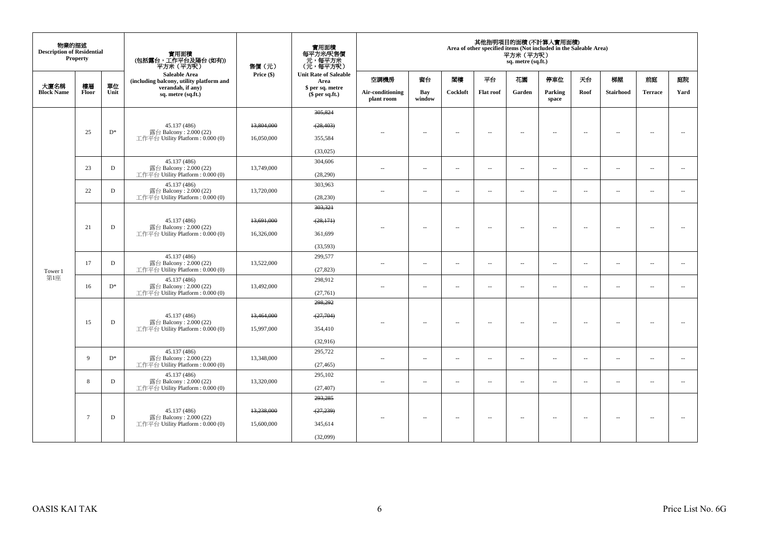| 物業的描述 Description of Residential Property | | | 實用面積 (包括露台，工作平台及陽台 (如有)) 平方米（平方呎） Saleable Area (including balcony, utility platform and verandah, if any) sq. metre (sq.ft.) | 售價（元） Price ($) | 實用面積 每平方米/呎售價 元，每平方米 （元，每平方呎） Unit Rate of Saleable Area $ per sq. metre ($ per sq.ft.) | 其他指明項目的面積 (不計算入實用面積) Area of other specified items (Not included in the Saleable Area) 平方米（平方呎） sq. metre (sq.ft.) | | | | | | | | | |
|---|---|---|---|---|---|---|---|---|---|---|---|---|---|---|---|
| 大廈名稱 Block Name | 樓層 Floor | 單位 Unit | | | | 空調機房 Air-conditioning plant room | 窗台 Bay window | 閣樓 Cockloft | 平台 Flat roof | 花園 Garden | 停車位 Parking space | 天台 Roof | 梯屋 Stairhood | 前庭 Terrace | 庭院 Yard |
| Tower 1 第1座 | 25 | D* | 45.137 (486) 露台 Balcony : 2.000 (22) 工作平台 Utility Platform : 0.000 (0) | ~~13,804,000~~ 16,050,000 | ~~305,824~~ ~~(28,403)~~ 355,584 (33,025) | -- | -- | -- | -- | -- | -- | -- | -- | -- | -- |
| | 23 | D | 45.137 (486) 露台 Balcony : 2.000 (22) 工作平台 Utility Platform : 0.000 (0) | 13,749,000 | 304,606 (28,290) | -- | -- | -- | -- | -- | -- | -- | -- | -- | -- |
| | 22 | D | 45.137 (486) 露台 Balcony : 2.000 (22) 工作平台 Utility Platform : 0.000 (0) | 13,720,000 | 303,963 (28,230) | -- | -- | -- | -- | -- | -- | -- | -- | -- | -- |
| | 21 | D | 45.137 (486) 露台 Balcony : 2.000 (22) 工作平台 Utility Platform : 0.000 (0) | ~~13,691,000~~ 16,326,000 | ~~303,321~~ ~~(28,171)~~ 361,699 (33,593) | -- | -- | -- | -- | -- | -- | -- | -- | -- | -- |
| | 17 | D | 45.137 (486) 露台 Balcony : 2.000 (22) 工作平台 Utility Platform : 0.000 (0) | 13,522,000 | 299,577 (27,823) | -- | -- | -- | -- | -- | -- | -- | -- | -- | -- |
| | 16 | D* | 45.137 (486) 露台 Balcony : 2.000 (22) 工作平台 Utility Platform : 0.000 (0) | 13,492,000 | 298,912 (27,761) | -- | -- | -- | -- | -- | -- | -- | -- | -- | -- |
| | 15 | D | 45.137 (486) 露台 Balcony : 2.000 (22) 工作平台 Utility Platform : 0.000 (0) | ~~13,464,000~~ 15,997,000 | ~~298,292~~ ~~(27,704)~~ 354,410 (32,916) | -- | -- | -- | -- | -- | -- | -- | -- | -- | -- |
| | 9 | D* | 45.137 (486) 露台 Balcony : 2.000 (22) 工作平台 Utility Platform : 0.000 (0) | 13,348,000 | 295,722 (27,465) | -- | -- | -- | -- | -- | -- | -- | -- | -- | -- |
| | 8 | D | 45.137 (486) 露台 Balcony : 2.000 (22) 工作平台 Utility Platform : 0.000 (0) | 13,320,000 | 295,102 (27,407) | -- | -- | -- | -- | -- | -- | -- | -- | -- | -- |
| | 7 | D | 45.137 (486) 露台 Balcony : 2.000 (22) 工作平台 Utility Platform : 0.000 (0) | ~~13,238,000~~ 15,600,000 | ~~293,285~~ ~~(27,239)~~ 345,614 (32,099) | -- | -- | -- | -- | -- | -- | -- | -- | -- | -- |

OASIS KAI TAK

Price List No. 6G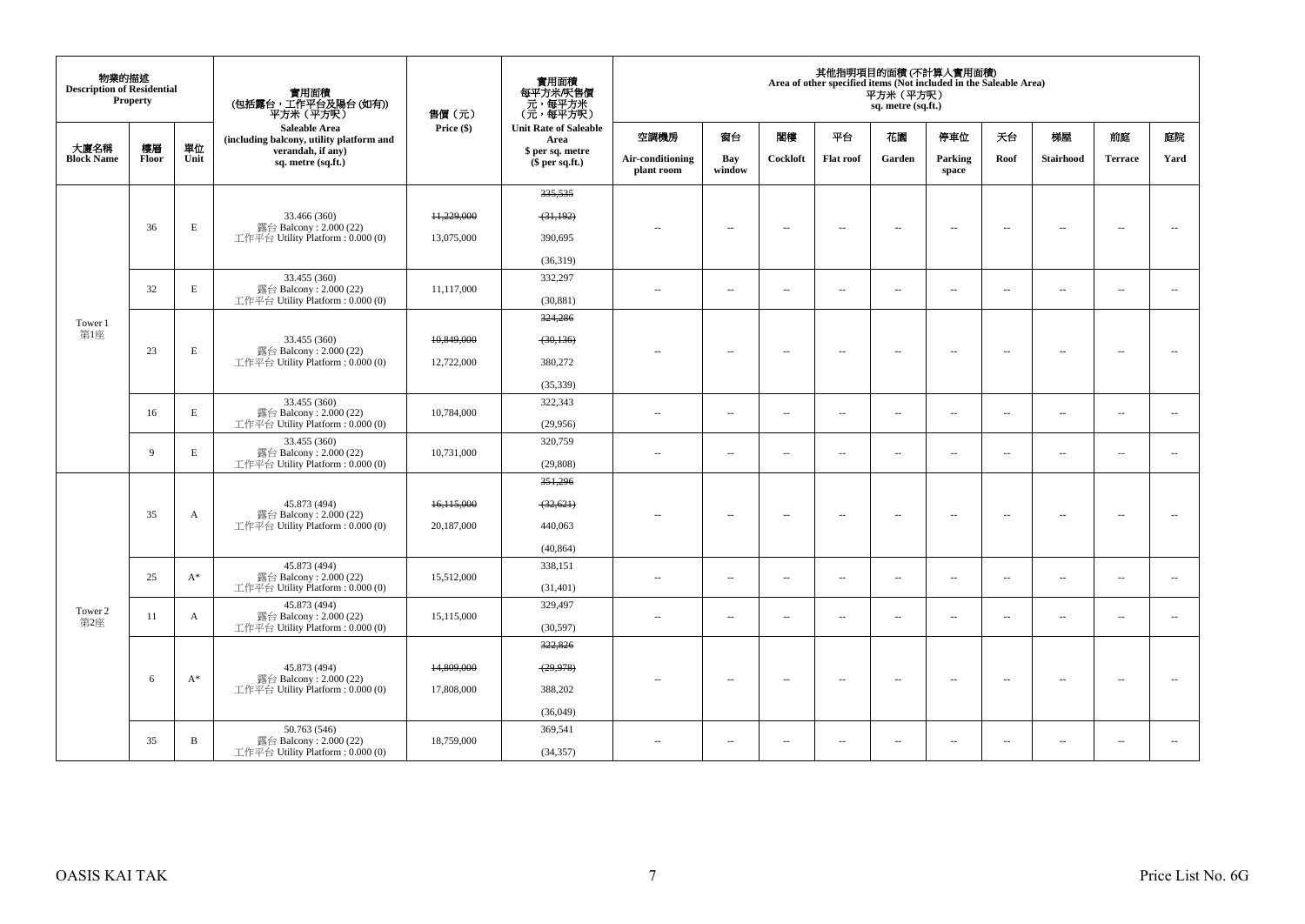| 物業的描述 Description of Residential Property | | | 實用面積 (包括露台，工作平台及陽台 (如有)) 平方米（平方呎） Saleable Area (including balcony, utility platform and verandah, if any) sq. metre (sq.ft.) | 售價（元） Price ($) | 實用面積 每平方米/呎售價 元，每平方米 （元，每平方呎） Unit Rate of Saleable Area $ per sq. metre ($ per sq.ft.) | 其他指明項目的面積 (不計算入實用面積) Area of other specified items (Not included in the Saleable Area) 平方米（平方呎） sq. metre (sq.ft.) | | | | | | | | | |
|---|---|---|---|---|---|---|---|---|---|---|---|---|---|---|---|
| 大廈名稱 Block Name | 樓層 Floor | 單位 Unit | | | | 空調機房 Air-conditioning plant room | 窗台 Bay window | 閣樓 Cockloft | 平台 Flat roof | 花園 Garden | 停車位 Parking space | 天台 Roof | 梯屋 Stairhood | 前庭 Terrace | 庭院 Yard |
| Tower 1 第1座 | 36 | E | 33.466 (360) 露台 Balcony : 2.000 (22) 工作平台 Utility Platform : 0.000 (0) | ~~11,229,000~~ 13,075,000 | ~~335,535~~ ~~(31,192)~~ 390,695 (36,319) | -- | -- | -- | -- | -- | -- | -- | -- | -- | -- |
| | 32 | E | 33.455 (360) 露台 Balcony : 2.000 (22) 工作平台 Utility Platform : 0.000 (0) | 11,117,000 | 332,297 (30,881) | -- | -- | -- | -- | -- | -- | -- | -- | -- | -- |
| | 23 | E | 33.455 (360) 露台 Balcony : 2.000 (22) 工作平台 Utility Platform : 0.000 (0) | ~~10,849,000~~ 12,722,000 | ~~324,286~~ ~~(30,136)~~ 380,272 (35,339) | -- | -- | -- | -- | -- | -- | -- | -- | -- | -- |
| | 16 | E | 33.455 (360) 露台 Balcony : 2.000 (22) 工作平台 Utility Platform : 0.000 (0) | 10,784,000 | 322,343 (29,956) | -- | -- | -- | -- | -- | -- | -- | -- | -- | -- |
| | 9 | E | 33.455 (360) 露台 Balcony : 2.000 (22) 工作平台 Utility Platform : 0.000 (0) | 10,731,000 | 320,759 (29,808) | -- | -- | -- | -- | -- | -- | -- | -- | -- | -- |
| Tower 2 第2座 | 35 | A | 45.873 (494) 露台 Balcony : 2.000 (22) 工作平台 Utility Platform : 0.000 (0) | ~~16,115,000~~ 20,187,000 | ~~351,296~~ ~~(32,621)~~ 440,063 (40,864) | -- | -- | -- | -- | -- | -- | -- | -- | -- | -- |
| | 25 | A* | 45.873 (494) 露台 Balcony : 2.000 (22) 工作平台 Utility Platform : 0.000 (0) | 15,512,000 | 338,151 (31,401) | -- | -- | -- | -- | -- | -- | -- | -- | -- | -- |
| | 11 | A | 45.873 (494) 露台 Balcony : 2.000 (22) 工作平台 Utility Platform : 0.000 (0) | 15,115,000 | 329,497 (30,597) | -- | -- | -- | -- | -- | -- | -- | -- | -- | -- |
| | 6 | A* | 45.873 (494) 露台 Balcony : 2.000 (22) 工作平台 Utility Platform : 0.000 (0) | ~~14,809,000~~ 17,808,000 | ~~322,826~~ ~~(29,978)~~ 388,202 (36,049) | -- | -- | -- | -- | -- | -- | -- | -- | -- | -- |
| | 35 | B | 50.763 (546) 露台 Balcony : 2.000 (22) 工作平台 Utility Platform : 0.000 (0) | 18,759,000 | 369,541 (34,357) | -- | -- | -- | -- | -- | -- | -- | -- | -- | -- |

OASIS KAI TAK

Price List No. 6G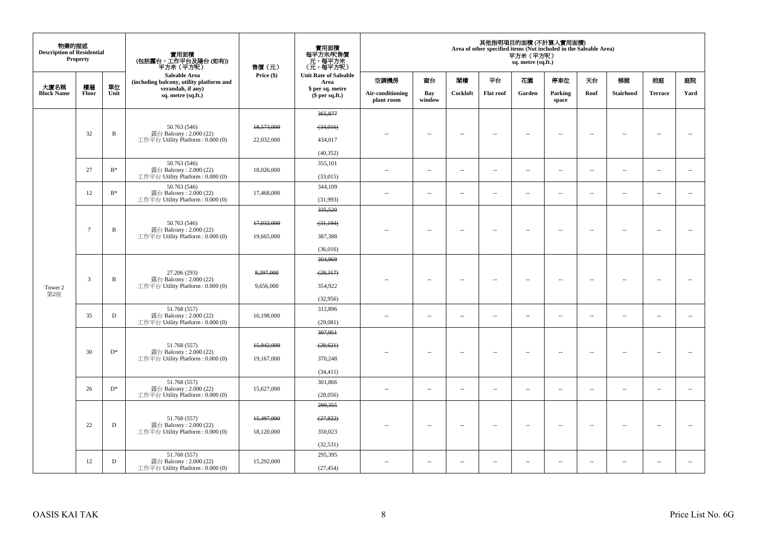| 物業的描述 Description of Residential Property | | | 實用面積 (包括露台，工作平台及陽台 (如有)) 平方米（平方呎） | 售價（元） | 實用面積 每平方米/呎售價 元，每平方米 (元，每平方呎) | 其他指明項目的面積 (不計算入實用面積) Area of other specified items (Not included in the Saleable Area) 平方米（平方呎） sq. metre (sq.ft.) | | | | | | | | | |
|---|---|---|---|---|---|---|---|---|---|---|---|---|---|---|---|
| 大廈名稱 Block Name | 樓層 Floor | 單位 Unit | Saleable Area (including balcony, utility platform and verandah, if any) sq. metre (sq.ft.) | Price ($) | Unit Rate of Saleable Area $ per sq. metre ($ per sq.ft.) | 空調機房 Air-conditioning plant room | 窗台 Bay window | 閣樓 Cockloft | 平台 Flat roof | 花園 Garden | 停車位 Parking space | 天台 Roof | 梯屋 Stairhood | 前庭 Terrace | 庭院 Yard |
| Tower 2 第2座 | 32 | B | 50.763 (546) 露台 Balcony : 2.000 (22) 工作平台 Utility Platform : 0.000 (0) | ~~18,573,000~~ 22,032,000 | ~~365,877~~ ~~(34,016)~~ 434,017 (40,352) | -- | -- | -- | -- | -- | -- | -- | -- | -- | -- |
| | 27 | B* | 50.763 (546) 露台 Balcony : 2.000 (22) 工作平台 Utility Platform : 0.000 (0) | 18,026,000 | 355,101 (33,015) | -- | -- | -- | -- | -- | -- | -- | -- | -- | -- |
| | 12 | B* | 50.763 (546) 露台 Balcony : 2.000 (22) 工作平台 Utility Platform : 0.000 (0) | 17,468,000 | 344,109 (31,993) | -- | -- | -- | -- | -- | -- | -- | -- | -- | -- |
| | 7 | B | 50.763 (546) 露台 Balcony : 2.000 (22) 工作平台 Utility Platform : 0.000 (0) | ~~17,032,000~~ 19,665,000 | ~~335,520~~ ~~(31,194)~~ 387,388 (36,016) | -- | -- | -- | -- | -- | -- | -- | -- | -- | -- |
| | 3 | B | 27.206 (293) 露台 Balcony : 2.000 (22) 工作平台 Utility Platform : 0.000 (0) | ~~8,297,000~~ 9,656,000 | ~~304,969~~ ~~(28,317)~~ 354,922 (32,956) | -- | -- | -- | -- | -- | -- | -- | -- | -- | -- |
| | 35 | D | 51.768 (557) 露台 Balcony : 2.000 (22) 工作平台 Utility Platform : 0.000 (0) | 16,198,000 | 312,896 (29,081) | -- | -- | -- | -- | -- | -- | -- | -- | -- | -- |
| | 30 | D* | 51.768 (557) 露台 Balcony : 2.000 (22) 工作平台 Utility Platform : 0.000 (0) | ~~15,942,000~~ 19,167,000 | ~~307,951~~ ~~(28,621)~~ 370,248 (34,411) | -- | -- | -- | -- | -- | -- | -- | -- | -- | -- |
| | 26 | D* | 51.768 (557) 露台 Balcony : 2.000 (22) 工作平台 Utility Platform : 0.000 (0) | 15,627,000 | 301,866 (28,056) | -- | -- | -- | -- | -- | -- | -- | -- | -- | -- |
| | 22 | D | 51.768 (557) 露台 Balcony : 2.000 (22) 工作平台 Utility Platform : 0.000 (0) | ~~15,497,000~~ 18,120,000 | ~~299,355~~ ~~(27,822)~~ 350,023 (32,531) | -- | -- | -- | -- | -- | -- | -- | -- | -- | -- |
| | 12 | D | 51.768 (557) 露台 Balcony : 2.000 (22) 工作平台 Utility Platform : 0.000 (0) | 15,292,000 | 295,395 (27,454) | -- | -- | -- | -- | -- | -- | -- | -- | -- | -- |

OASIS KAI TAK

Price List No. 6G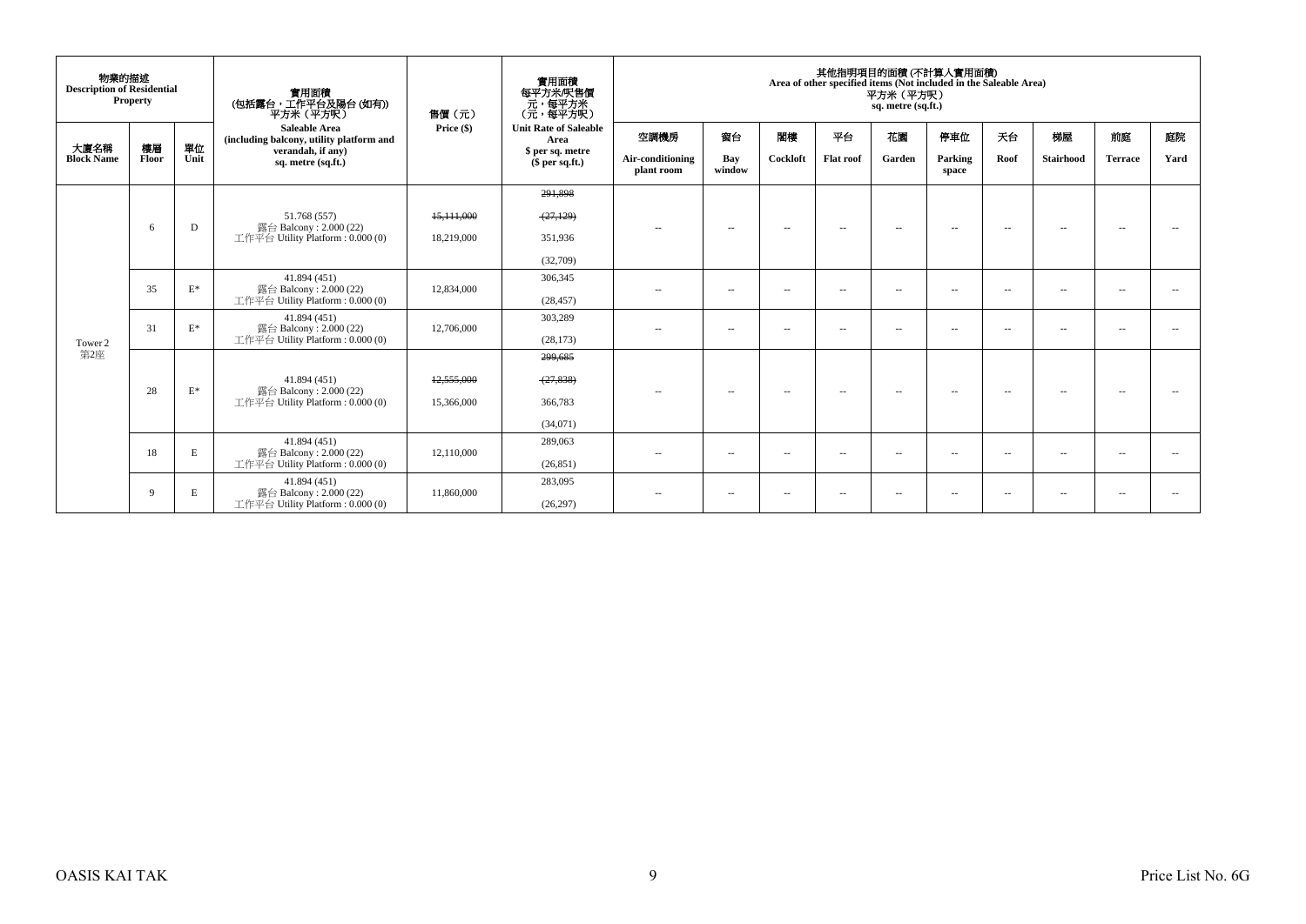| 物業的描述 Description of Residential Property | | | 實用面積 (包括露台，工作平台及陽台 (如有)) 平方米（平方呎） | 售價（元） | 實用面積 每平方米/呎售價 元，每平方米 （元，每平方呎） | 其他指明項目的面積 (不計算入實用面積) Area of other specified items (Not included in the Saleable Area) 平方米（平方呎） sq. metre (sq.ft.) | | | | | | | | | |
|---|---|---|---|---|---|---|---|---|---|---|---|---|---|---|---|
| 大廈名稱 Block Name | 樓層 Floor | 單位 Unit | Saleable Area (including balcony, utility platform and verandah, if any) sq. metre (sq.ft.) | Price ($) | Unit Rate of Saleable Area $ per sq. metre ($ per sq.ft.) | 空調機房 Air-conditioning plant room | 窗台 Bay window | 閣樓 Cockloft | 平台 Flat roof | 花園 Garden | 停車位 Parking space | 天台 Roof | 梯屋 Stairhood | 前庭 Terrace | 庭院 Yard |
| Tower 2 第2座 | 6 | D | 51.768 (557) 露台 Balcony : 2.000 (22) 工作平台 Utility Platform : 0.000 (0) | ~~15,111,000~~ 18,219,000 | ~~291,898 (27,129)~~ 351,936 (32,709) | -- | -- | -- | -- | -- | -- | -- | -- | -- | -- |
| | 35 | E* | 41.894 (451) 露台 Balcony : 2.000 (22) 工作平台 Utility Platform : 0.000 (0) | 12,834,000 | 306,345 (28,457) | -- | -- | -- | -- | -- | -- | -- | -- | -- | -- |
| | 31 | E* | 41.894 (451) 露台 Balcony : 2.000 (22) 工作平台 Utility Platform : 0.000 (0) | 12,706,000 | 303,289 (28,173) | -- | -- | -- | -- | -- | -- | -- | -- | -- | -- |
| | 28 | E* | 41.894 (451) 露台 Balcony : 2.000 (22) 工作平台 Utility Platform : 0.000 (0) | ~~12,555,000~~ 15,366,000 | ~~299,685 (27,838)~~ 366,783 (34,071) | -- | -- | -- | -- | -- | -- | -- | -- | -- | -- |
| | 18 | E | 41.894 (451) 露台 Balcony : 2.000 (22) 工作平台 Utility Platform : 0.000 (0) | 12,110,000 | 289,063 (26,851) | -- | -- | -- | -- | -- | -- | -- | -- | -- | -- |
| | 9 | E | 41.894 (451) 露台 Balcony : 2.000 (22) 工作平台 Utility Platform : 0.000 (0) | 11,860,000 | 283,095 (26,297) | -- | -- | -- | -- | -- | -- | -- | -- | -- | -- |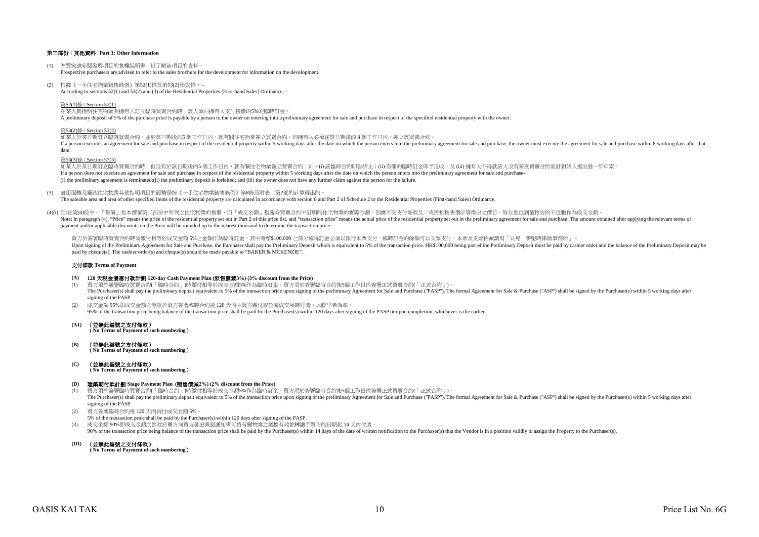### 第三部份：其他資料 Part 3: Other Information

(1) 準買家應參閱發展項目的售樓說明書，以了解該項目的資料。
Prospective purchasers are advised to refer to the sales brochure for the development for information on the development.

(2) 根據《一手住宅物業銷售條例》第52(1)條及第53(2)及(3)條， -
According to sections 52(1) and 53(2) and (3) of the Residential Properties (First-hand Sales) Ordinance, –

第52(1)條 / Section 52(1)
在某人就指明住宅物業與擁有人訂立臨時買賣合約時，該人須向擁有人支付售價的5%的臨時訂金。
A preliminary deposit of 5% of the purchase price is payable by a person to the owner on entering into a preliminary agreement for sale and purchase in respect of the specified residential property with the owner.

第53(2)條 / Section 53(2)
如某人於某日期訂立臨時買賣合約，並於該日期後的5 個工作日內，就有關住宅物業簽立買賣合約，則擁有人必須在該日期後的 8 個工作日內，簽立該買賣合約。
If a person executes an agreement for sale and purchase in respect of the residential property within 5 working days after the date on which the person enters into the preliminary agreement for sale and purchase, the owner must execute the agreement for sale and purchase within 8 working days after that date.

第53(3)條 / Section 53(3)
如某人於某日期訂立臨時買賣合約時，但沒有於該日期後的5 個工作日內，就有關住宅物業簽立買賣合約，則 – (i) 該臨時合約即告終止；(ii) 有關的臨時訂金即予沒收；及 (iii) 擁有人不得就該人沒有簽立買賣合約而針對該人提出進一步申索。
If a person does not execute an agreement for sale and purchase in respect of the residential property within 5 working days after the date on which the person enters into the preliminary agreement for sale and purchase-
(i) the preliminary agreement is terminated;(ii) the preliminary deposit is forfeited; and (iii) the owner does not have any further claim against the person for the failure.

(3) 實用面積及屬該住宅物業其他指明項目的面積是按《一手住宅物業銷售條例》第8條及附表二第2部的計算得出的。
The saleable area and area of other specified items of the residential property are calculated in accordance with section 8 and Part 2 of Schedule 2 to the Residential Properties (First-hand Sales) Ordinance.

(4)(i) 註:在第(4)段中，『售價』指本價單第二部份中所列之住宅物業的售價，而『成交金額』指臨時買賣合約中訂明的住宅物業的實際金額。因應不同支付條款及／或折扣按售價計算得出之價目，皆以進位到最接近的千位數作為成交金額。
Note: In paragraph (4), "Price" means the price of the residential property set out in Part 2 of this price list, and "transaction price" means the actual price of the residential property set out in the preliminary agreement for sale and purchase. The amount obtained after applying the relevant terms of payment and/or applicable discounts on the Price will be rounded up to the nearest thousand to determine the transaction price.

買方於簽署臨時買賣合約時須繳付相等於成交金額 5%之金額作為臨時訂金，其中港幣$100,000 之部分臨時訂金必須以銀行本票支付，臨時訂金的餘額可以支票支付，本票及支票抬頭請寫「貝克．麥堅時律師事務所」。
Upon signing of the Preliminary Agreement for Sale and Purchase, the Purchaser shall pay the Preliminary Deposit which is equivalent to 5% of the transaction price. HK$100,000 being part of the Preliminary Deposit must be paid by cashier order and the balance of the Preliminary Deposit may be paid by cheque(s). The cashier order(s) and cheque(s) should be made payable to "BAKER & MCKENZIE".

**支付條款 Terms of Payment**

**(A) 120 天現金優惠付款計劃 120-day Cash Payment Plan (照售價減3%) (3% discount from the Price)**

(1) 買方須於簽署臨時買賣合約(「臨時合約」)時繳付相等於成交金額5%作為臨時訂金。買方須於簽署臨時合約後5個工作日內簽署正式買賣合約(「正式合約」)。
The Purchaser(s) shall pay the preliminary deposit equivalent to 5% of the transaction price upon signing of the preliminary Agreement for Sale and Purchase ("PASP"). The formal Agreement for Sale & Purchase ("ASP") shall be signed by the Purchaser(s) within 5 working days after signing of the PASP.

(2) 成交金額 95%即成交金額之餘款於買方簽署臨時合約後 120 天內由買方繳付或於完成交易時付清，以較早者為準。
95% of the transaction price being balance of the transaction price shall be paid by the Purchaser(s) within 120 days after signing of the PASP or upon completion, whichever is the earlier.

**(A1) （並無此編號之支付條款）**
**( No Terms of Payment of such numbering）**

**(B) （並無此編號之支付條款）**
**( No Terms of Payment of such numbering）**

**(C) （並無此編號之支付條款）**
**( No Terms of Payment of such numbering）**

**(D) 建築期付款計劃 Stage Payment Plan (照售價減2%) (2% discount from the Price)**

(1) 買方須於簽署臨時買賣合約(「臨時合約」)時繳付相等於成交金額5%作為臨時訂金。買方須於簽署臨時合約後5個工作日內簽署正式買賣合約(「正式合約」)。
The Purchaser(s) shall pay the preliminary deposit equivalent to 5% of the transaction price upon signing of the preliminary Agreement for Sale and Purchase ("PASP"). The formal Agreement for Sale & Purchase ("ASP") shall be signed by the Purchaser(s) within 5 working days after signing of the PASP.

(2) 買方簽署臨時合約後 120 天內再付成交金額 5%。
5% of the transaction price shall be paid by the Purchaser(s) within 120 days after signing of the PASP.

(3) 成交金額 90%即成交金額之餘款於賣方向買方發出書面通知書可將有關物業之業權有效地轉讓予買方的日期起 14 天內付清。
90% of the transaction price being balance of the transaction price shall be paid by the Purchaser(s) within 14 days of the date of written notification to the Purchaser(s) that the Vendor is in a position validly to assign the Property to the Purchaser(s).

**(D1) （並無此編號之支付條款）**
**( No Terms of Payment of such numbering）**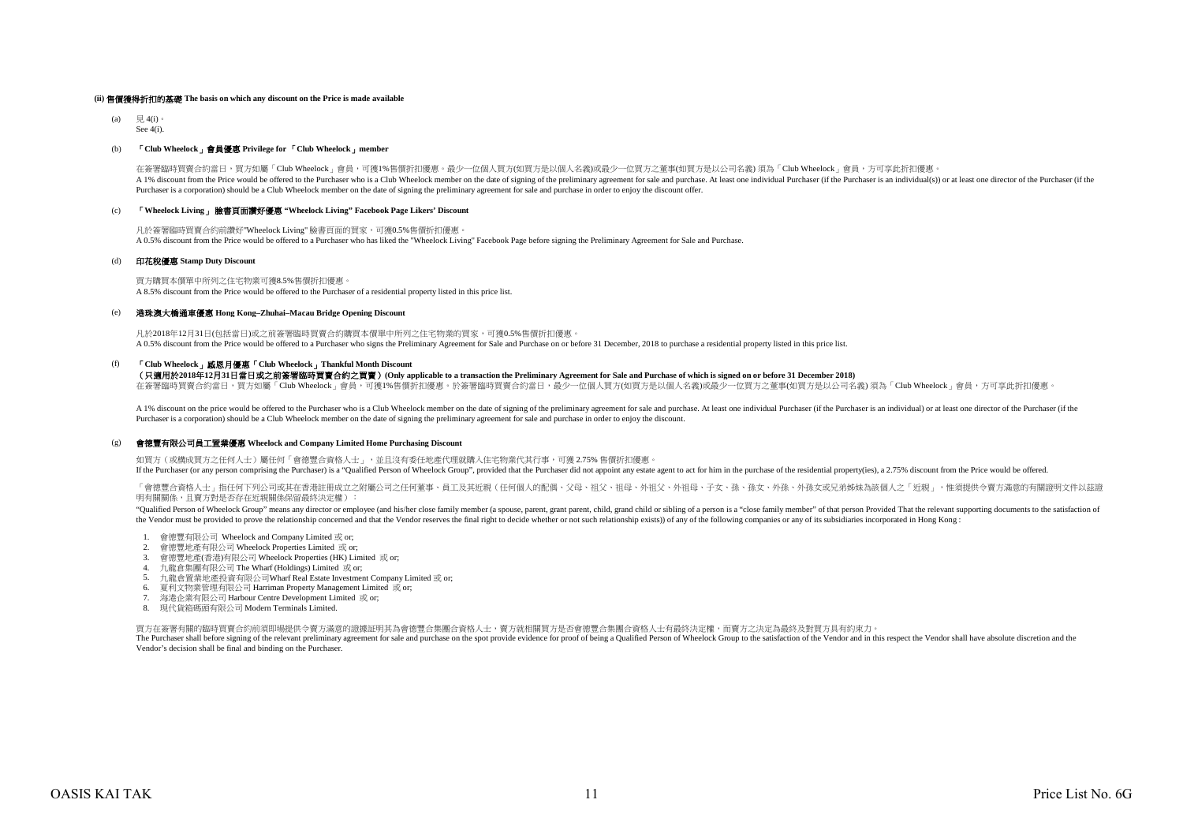**(ii) 售價獲得折扣的基礎 The basis on which any discount on the Price is made available**

(a) 見 4(i)。
See 4(i).

(b) **「Club Wheelock」會員優惠 Privilege for 「Club Wheelock」member**

在簽署臨時買賣合約當日，買方如屬「Club Wheelock」會員，可獲1%售價折扣優惠。最少一位個人買方(如買方是以個人名義)或最少一位買方之董事(如買方是以公司名義) 須為「Club Wheelock」會員，方可享此折扣優惠。
A 1% discount from the Price would be offered to the Purchaser who is a Club Wheelock member on the date of signing of the preliminary agreement for sale and purchase. At least one individual Purchaser (if the Purchaser is an individual(s)) or at least one director of the Purchaser (if the Purchaser is a corporation) should be a Club Wheelock member on the date of signing the preliminary agreement for sale and purchase in order to enjoy the discount offer.

(c) **「Wheelock Living」 臉書頁面讚好優惠 "Wheelock Living" Facebook Page Likers' Discount**

凡於簽署臨時買賣合約前讚好"Wheelock Living" 臉書頁面的買家，可獲0.5%售價折扣優惠。
A 0.5% discount from the Price would be offered to a Purchaser who has liked the "Wheelock Living" Facebook Page before signing the Preliminary Agreement for Sale and Purchase.

(d) **印花稅優惠 Stamp Duty Discount**

買方購買本價單中所列之住宅物業可獲8.5%售價折扣優惠。
A 8.5% discount from the Price would be offered to the Purchaser of a residential property listed in this price list.

(e) **港珠澳大橋通車優惠 Hong Kong–Zhuhai–Macau Bridge Opening Discount**

凡於2018年12月31日(包括當日)或之前簽署臨時買賣合約購買本價單中所列之住宅物業的買家，可獲0.5%售價折扣優惠。
A 0.5% discount from the Price would be offered to a Purchaser who signs the Preliminary Agreement for Sale and Purchase on or before 31 December, 2018 to purchase a residential property listed in this price list.

(f) **「Club Wheelock」感恩月優惠「Club Wheelock」Thankful Month Discount**
**（只適用於2018年12月31日當日或之前簽署臨時買賣合約之買賣）(Only applicable to a transaction the Preliminary Agreement for Sale and Purchase of which is signed on or before 31 December 2018)**

在簽署臨時買賣合約當日，買方如屬「Club Wheelock」會員，可獲1%售價折扣優惠。於簽署臨時買賣合約當日，最少一位個人買方(如買方是以個人名義)或最少一位買方之董事(如買方是以公司名義) 須為「Club Wheelock」會員，方可享此折扣優惠。

A 1% discount on the price would be offered to the Purchaser who is a Club Wheelock member on the date of signing of the preliminary agreement for sale and purchase. At least one individual Purchaser (if the Purchaser is an individual) or at least one director of the Purchaser (if the Purchaser is a corporation) should be a Club Wheelock member on the date of signing the preliminary agreement for sale and purchase in order to enjoy the discount.

(g) **會德豐有限公司員工置業優惠 Wheelock and Company Limited Home Purchasing Discount**

如買方（或構成買方之任何人士）屬任何「會德豐合資格人士」，並且沒有委任地產代理就購入住宅物業代其行事，可獲 2.75% 售價折扣優惠。
If the Purchaser (or any person comprising the Purchaser) is a "Qualified Person of Wheelock Group", provided that the Purchaser did not appoint any estate agent to act for him in the purchase of the residential property(ies), a 2.75% discount from the Price would be offered.

「會德豐合資格人士」指任何下列公司或其在香港註冊成立之附屬公司之任何董事、員工及其近親（任何個人的配偶、父母、祖父、祖母、外祖父、外祖母、子女、孫、孫女、外孫、外孫女或兄弟姊妹為該個人之「近親」，惟須提供令賣方滿意的有關證明文件以茲證明有關關係，且賣方對是否存在近親關係保留最終決定權）：

"Qualified Person of Wheelock Group" means any director or employee (and his/her close family member (a spouse, parent, grant parent, child, grand child or sibling of a person is a "close family member" of that person Provided That the relevant supporting documents to the satisfaction of the Vendor must be provided to prove the relationship concerned and that the Vendor reserves the final right to decide whether or not such relationship exists)) of any of the following companies or any of its subsidiaries incorporated in Hong Kong :

1. 會德豐有限公司 Wheelock and Company Limited 或 or;
2. 會德豐地產有限公司 Wheelock Properties Limited 或 or;
3. 會德豐地產(香港)有限公司 Wheelock Properties (HK) Limited 或 or;
4. 九龍倉集團有限公司 The Wharf (Holdings) Limited 或 or;
5. 九龍倉置業地產投資有限公司Wharf Real Estate Investment Company Limited 或 or;
6. 夏利文物業管理有限公司 Harriman Property Management Limited 或 or;
7. 海港企業有限公司 Harbour Centre Development Limited 或 or;
8. 現代貨箱碼頭有限公司 Modern Terminals Limited.

買方在簽署有關的臨時買賣合約前須即場提供令賣方滿意的證據證明其為會德豐合集團合資格人士，賣方就相關買方是否會德豐合集團合資格人士有最終決定權，而賣方之決定為最終及對買方具有約束力。
The Purchaser shall before signing of the relevant preliminary agreement for sale and purchase on the spot provide evidence for proof of being a Qualified Person of Wheelock Group to the satisfaction of the Vendor and in this respect the Vendor shall have absolute discretion and the Vendor's decision shall be final and binding on the Purchaser.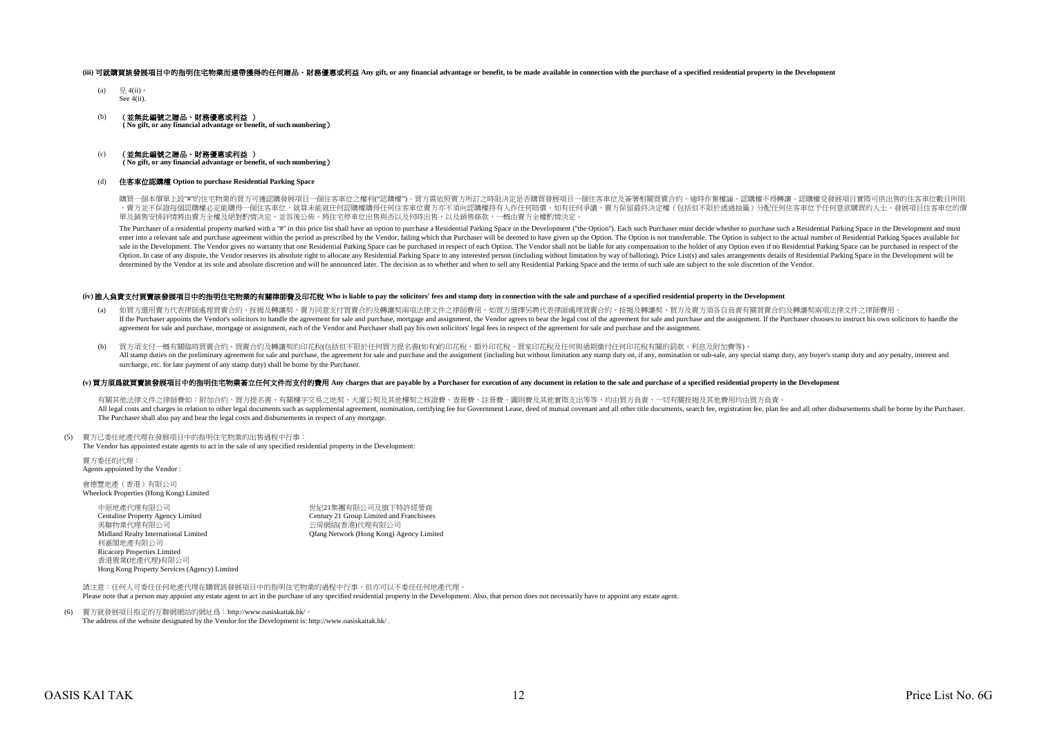**(iii) 可就購買該發展項目中的指明住宅物業而連帶獲得的任何贈品、財務優惠或利益 Any gift, or any financial advantage or benefit, to be made available in connection with the purchase of a specified residential property in the Development**

(a) 見 4(ii)。
See 4(ii).

(b) **（並無此編號之贈品、財務優惠或利益 ）**
**( No gift, or any financial advantage or benefit, of such numbering）**

(c) **（並無此編號之贈品、財務優惠或利益 ）**
**( No gift, or any financial advantage or benefit, of such numbering）**

(d) **住客車位認購權 Option to purchase Residential Parking Space**

購買一個本價單上設"#"的住宅物業的買方可獲認購發展項目一個住客車位之權利("認購權")。買方需依照賣方所訂之時限決定是否購買發展項目一個住客車位及簽署相關買賣合約，逾時作棄權論。認購權不得轉讓。認購權受發展項目實際可供出售的住客車位數目所限，賣方並不保證每個認購權必定能購得一個住客車位，就算未能就任何認購權購得任何住客車位賣方亦不須向認購權持有人作任何賠償。如有任何爭議，賣方保留最終決定權（包括但不限於透過抽籤）分配任何住客車位予任何意欲購買的人士。發展項目住客車位的價單及銷售安排詳情將由賣方全權及絕對酌情決定，並容後公佈。將住宅停車位出售與否以及何時出售，以及銷售條款，一概由賣方全權酌情決定。

The Purchaser of a residential property marked with a "#" in this price list shall have an option to purchase a Residential Parking Space in the Development ("the Option"). Each such Purchaser must decide whether to purchase such a Residential Parking Space in the Development and must enter into a relevant sale and purchase agreement within the period as prescribed by the Vendor, failing which that Purchaser will be deemed to have given up the Option. The Option is not transferrable. The Option is subject to the actual number of Residential Parking Spaces available for sale in the Development. The Vendor gives no warranty that one Residential Parking Space can be purchased in respect of each Option. The Vendor shall not be liable for any compensation to the holder of any Option even if no Residential Parking Space can be purchased in respect of the Option. In case of any dispute, the Vendor reserves its absolute right to allocate any Residential Parking Space to any interested person (including without limitation by way of balloting). Price List(s) and sales arrangements details of Residential Parking Space in the Development will be determined by the Vendor at its sole and absolute discretion and will be announced later. The decision as to whether and when to sell any Residential Parking Space and the terms of such sale are subject to the sole discretion of the Vendor.

**(iv) 誰人負責支付買賣該發展項目中的指明住宅物業的有關律師費及印花稅 Who is liable to pay the solicitors' fees and stamp duty in connection with the sale and purchase of a specified residential property in the Development**

(a) 如買方選用賣方代表律師處理買賣合約、按揭及轉讓契，賣方同意支付買賣合約及轉讓契兩項法律文件之律師費用。如買方選擇另聘代表律師處理買賣合約、按揭及轉讓契，買方及賣方須各自負責有關買賣合約及轉讓契兩項法律文件之律師費用。
If the Purchaser appoints the Vendor's solicitors to handle the agreement for sale and purchase, mortgage and assignment, the Vendor agrees to bear the legal cost of the agreement for sale and purchase and the assignment. If the Purchaser chooses to instruct his own solicitors to handle the agreement for sale and purchase, mortgage or assignment, each of the Vendor and Purchaser shall pay his own solicitors' legal fees in respect of the agreement for sale and purchase and the assignment.

(b) 買方須支付一概有關臨時買賣合約、買賣合約及轉讓契的印花稅(包括但不限於任何買方提名書(如有)的印花稅、額外印花稅、買家印花稅及任何與過期繳付任何印花稅有關的罰款、利息及附加費等)。
All stamp duties on the preliminary agreement for sale and purchase, the agreement for sale and purchase and the assignment (including but without limitation any stamp duty on, if any, nomination or sub-sale, any special stamp duty, any buyer's stamp duty and any penalty, interest and surcharge, etc. for late payment of any stamp duty) shall be borne by the Purchaser.

**(v) 買方須爲就買賣該發展項目中的指明住宅物業簽立任何文件而支付的費用 Any charges that are payable by a Purchaser for execution of any document in relation to the sale and purchase of a specified residential property in the Development**

有關其他法律文件之律師費如：附加合約、買方提名書、有關樓宇交易之地契、大廈公契及其他樓契之核證費、查冊費、註冊費、圖則費及其他實際支出等等，均由買方負責，一切有關按揭及其他費用均由買方負責。
All legal costs and charges in relation to other legal documents such as supplemental agreement, nomination, certifying fee for Government Lease, deed of mutual covenant and all other title documents, search fee, registration fee, plan fee and all other disbursements shall be borne by the Purchaser. The Purchaser shall also pay and bear the legal costs and disbursements in respect of any mortgage.

(5) 賣方已委任地產代理在發展項目中的指明住宅物業的出售過程中行事：
The Vendor has appointed estate agents to act in the sale of any specified residential property in the Development:

賣方委任的代理：
Agents appointed by the Vendor :

會德豐地產（香港）有限公司
Wheelock Properties (Hong Kong) Limited

中原地產代理有限公司
Centaline Property Agency Limited
美聯物業代理有限公司
Midland Realty International Limited
利嘉閣地產有限公司
Ricacorp Properties Limited
香港置業(地產代理)有限公司
Hong Kong Property Services (Agency) Limited
世紀21集團有限公司及旗下特許經營商
Century 21 Group Limited and Franchisees
云房網絡(香港)代理有限公司
Qfang Network (Hong Kong) Agency Limited

請注意：任何人可委任任何地產代理在購買該發展項目中的指明住宅物業的過程中行事，但亦可以不委任任何地產代理。
Please note that a person may appoint any estate agent to act in the purchase of any specified residential property in the Development. Also, that person does not necessarily have to appoint any estate agent.

(6) 賣方就發展項目指定的互聯網網站的網址爲：http://www.oasiskaitak.hk/。
The address of the website designated by the Vendor for the Development is: http://www.oasiskaitak.hk/ .